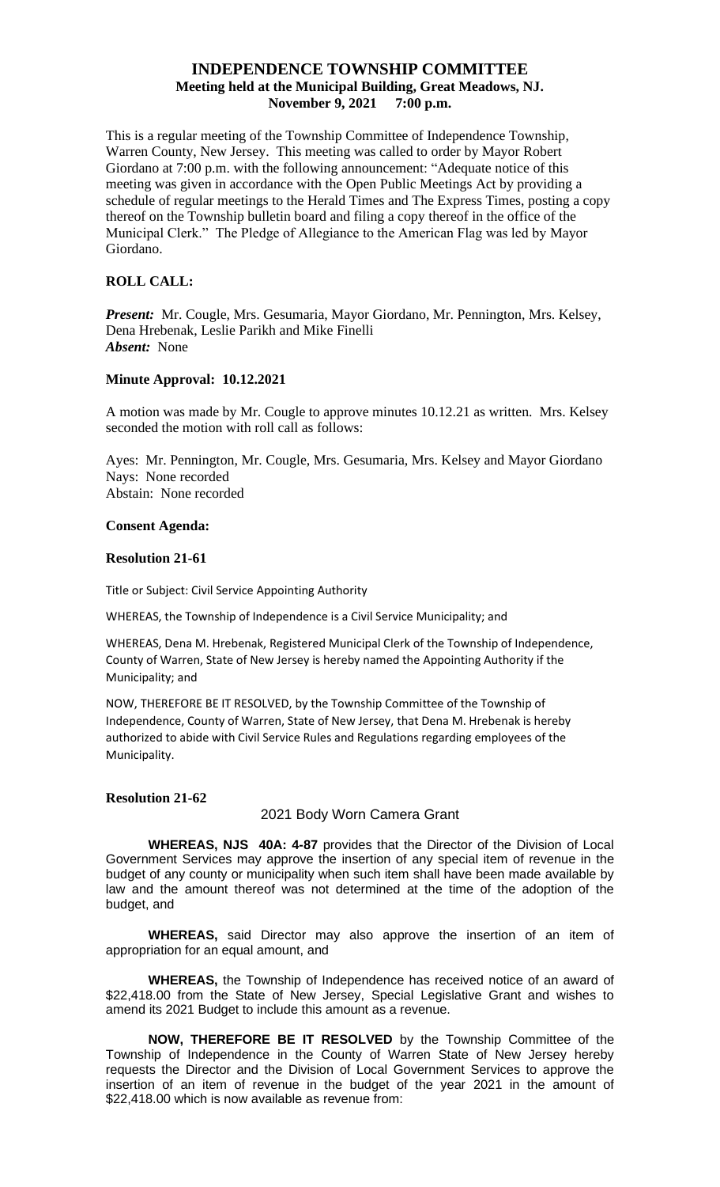# INDEPENDENCE TOWNSHIP COMMITTEE

**Meeting held at the Municipal Building, Great Meadows, NJ.**
**November 9, 2021 7:00 p.m.**

This is a regular meeting of the Township Committee of Independence Township, Warren County, New Jersey. This meeting was called to order by Mayor Robert Giordano at 7:00 p.m. with the following announcement: "Adequate notice of this meeting was given in accordance with the Open Public Meetings Act by providing a schedule of regular meetings to the Herald Times and The Express Times, posting a copy thereof on the Township bulletin board and filing a copy thereof in the office of the Municipal Clerk." The Pledge of Allegiance to the American Flag was led by Mayor Giordano.

## ROLL CALL:

***Present:*** Mr. Cougle, Mrs. Gesumaria, Mayor Giordano, Mr. Pennington, Mrs. Kelsey, Dena Hrebenak, Leslie Parikh and Mike Finelli
***Absent:*** None

## Minute Approval: 10.12.2021

A motion was made by Mr. Cougle to approve minutes 10.12.21 as written. Mrs. Kelsey seconded the motion with roll call as follows:

Ayes: Mr. Pennington, Mr. Cougle, Mrs. Gesumaria, Mrs. Kelsey and Mayor Giordano
Nays: None recorded
Abstain: None recorded

## Consent Agenda:

### Resolution 21-61

Title or Subject: Civil Service Appointing Authority

WHEREAS, the Township of Independence is a Civil Service Municipality; and

WHEREAS, Dena M. Hrebenak, Registered Municipal Clerk of the Township of Independence, County of Warren, State of New Jersey is hereby named the Appointing Authority if the Municipality; and

NOW, THEREFORE BE IT RESOLVED, by the Township Committee of the Township of Independence, County of Warren, State of New Jersey, that Dena M. Hrebenak is hereby authorized to abide with Civil Service Rules and Regulations regarding employees of the Municipality.

### Resolution 21-62

2021 Body Worn Camera Grant

**WHEREAS, NJS 40A: 4-87** provides that the Director of the Division of Local Government Services may approve the insertion of any special item of revenue in the budget of any county or municipality when such item shall have been made available by law and the amount thereof was not determined at the time of the adoption of the budget, and

**WHEREAS,** said Director may also approve the insertion of an item of appropriation for an equal amount, and

**WHEREAS,** the Township of Independence has received notice of an award of $22,418.00 from the State of New Jersey, Special Legislative Grant and wishes to amend its 2021 Budget to include this amount as a revenue.

**NOW, THEREFORE BE IT RESOLVED** by the Township Committee of the Township of Independence in the County of Warren State of New Jersey hereby requests the Director and the Division of Local Government Services to approve the insertion of an item of revenue in the budget of the year 2021 in the amount of $22,418.00 which is now available as revenue from: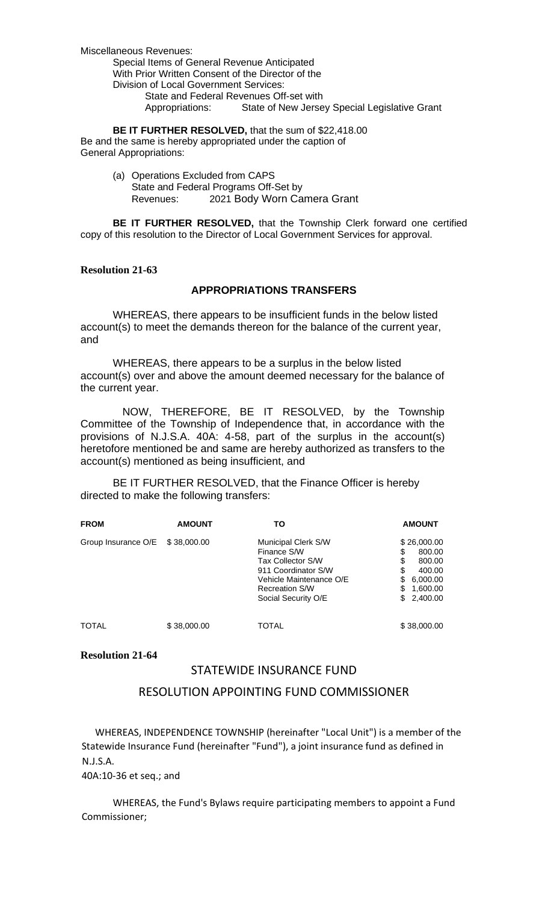Miscellaneous Revenues:

Special Items of General Revenue Anticipated
With Prior Written Consent of the Director of the
Division of Local Government Services:
State and Federal Revenues Off-set with
Appropriations: State of New Jersey Special Legislative Grant

**BE IT FURTHER RESOLVED,** that the sum of $22,418.00
Be and the same is hereby appropriated under the caption of
General Appropriations:

(a) Operations Excluded from CAPS
State and Federal Programs Off-Set by
Revenues: 2021 Body Worn Camera Grant

**BE IT FURTHER RESOLVED,** that the Township Clerk forward one certified copy of this resolution to the Director of Local Government Services for approval.

**Resolution 21-63**

**APPROPRIATIONS TRANSFERS**

WHEREAS, there appears to be insufficient funds in the below listed account(s) to meet the demands thereon for the balance of the current year, and

WHEREAS, there appears to be a surplus in the below listed account(s) over and above the amount deemed necessary for the balance of the current year.

NOW, THEREFORE, BE IT RESOLVED, by the Township Committee of the Township of Independence that, in accordance with the provisions of N.J.S.A. 40A: 4-58, part of the surplus in the account(s) heretofore mentioned be and same are hereby authorized as transfers to the account(s) mentioned as being insufficient, and

BE IT FURTHER RESOLVED, that the Finance Officer is hereby directed to make the following transfers:

| FROM | AMOUNT | TO | AMOUNT |
|---|---|---|---|
| Group Insurance O/E | $ 38,000.00 | Municipal Clerk S/W | $ 26,000.00 |
| | | Finance S/W | $ 800.00 |
| | | Tax Collector S/W | $ 800.00 |
| | | 911 Coordinator S/W | $ 400.00 |
| | | Vehicle Maintenance O/E | $ 6,000.00 |
| | | Recreation S/W | $ 1,600.00 |
| | | Social Security O/E | $ 2,400.00 |
| TOTAL | $ 38,000.00 | TOTAL | $ 38,000.00 |

**Resolution 21-64**

STATEWIDE INSURANCE FUND

RESOLUTION APPOINTING FUND COMMISSIONER

WHEREAS, INDEPENDENCE TOWNSHIP (hereinafter "Local Unit") is a member of the Statewide Insurance Fund (hereinafter "Fund"), a joint insurance fund as defined in N.J.S.A. 40A:10-36 et seq.; and

WHEREAS, the Fund's Bylaws require participating members to appoint a Fund Commissioner;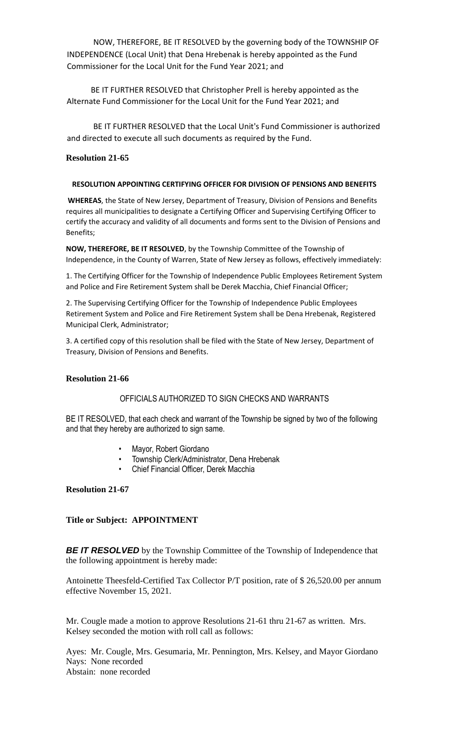NOW, THEREFORE, BE IT RESOLVED by the governing body of the TOWNSHIP OF INDEPENDENCE (Local Unit) that Dena Hrebenak is hereby appointed as the Fund Commissioner for the Local Unit for the Fund Year 2021; and

BE IT FURTHER RESOLVED that Christopher Prell is hereby appointed as the Alternate Fund Commissioner for the Local Unit for the Fund Year 2021; and

BE IT FURTHER RESOLVED that the Local Unit's Fund Commissioner is authorized and directed to execute all such documents as required by the Fund.

**Resolution 21-65**

**RESOLUTION APPOINTING CERTIFYING OFFICER FOR DIVISION OF PENSIONS AND BENEFITS**

**WHEREAS**, the State of New Jersey, Department of Treasury, Division of Pensions and Benefits requires all municipalities to designate a Certifying Officer and Supervising Certifying Officer to certify the accuracy and validity of all documents and forms sent to the Division of Pensions and Benefits;

**NOW, THEREFORE, BE IT RESOLVED**, by the Township Committee of the Township of Independence, in the County of Warren, State of New Jersey as follows, effectively immediately:

1. The Certifying Officer for the Township of Independence Public Employees Retirement System and Police and Fire Retirement System shall be Derek Macchia, Chief Financial Officer;

2. The Supervising Certifying Officer for the Township of Independence Public Employees Retirement System and Police and Fire Retirement System shall be Dena Hrebenak, Registered Municipal Clerk, Administrator;

3. A certified copy of this resolution shall be filed with the State of New Jersey, Department of Treasury, Division of Pensions and Benefits.

**Resolution 21-66**

OFFICIALS AUTHORIZED TO SIGN CHECKS AND WARRANTS

BE IT RESOLVED, that each check and warrant of the Township be signed by two of the following and that they hereby are authorized to sign same.

- Mayor, Robert Giordano
- Township Clerk/Administrator, Dena Hrebenak
- Chief Financial Officer, Derek Macchia

**Resolution 21-67**

**Title or Subject: APPOINTMENT**

***BE IT RESOLVED*** by the Township Committee of the Township of Independence that the following appointment is hereby made:

Antoinette Theesfeld-Certified Tax Collector P/T position, rate of $ 26,520.00 per annum effective November 15, 2021.

Mr. Cougle made a motion to approve Resolutions 21-61 thru 21-67 as written. Mrs. Kelsey seconded the motion with roll call as follows:

Ayes: Mr. Cougle, Mrs. Gesumaria, Mr. Pennington, Mrs. Kelsey, and Mayor Giordano
Nays: None recorded
Abstain: none recorded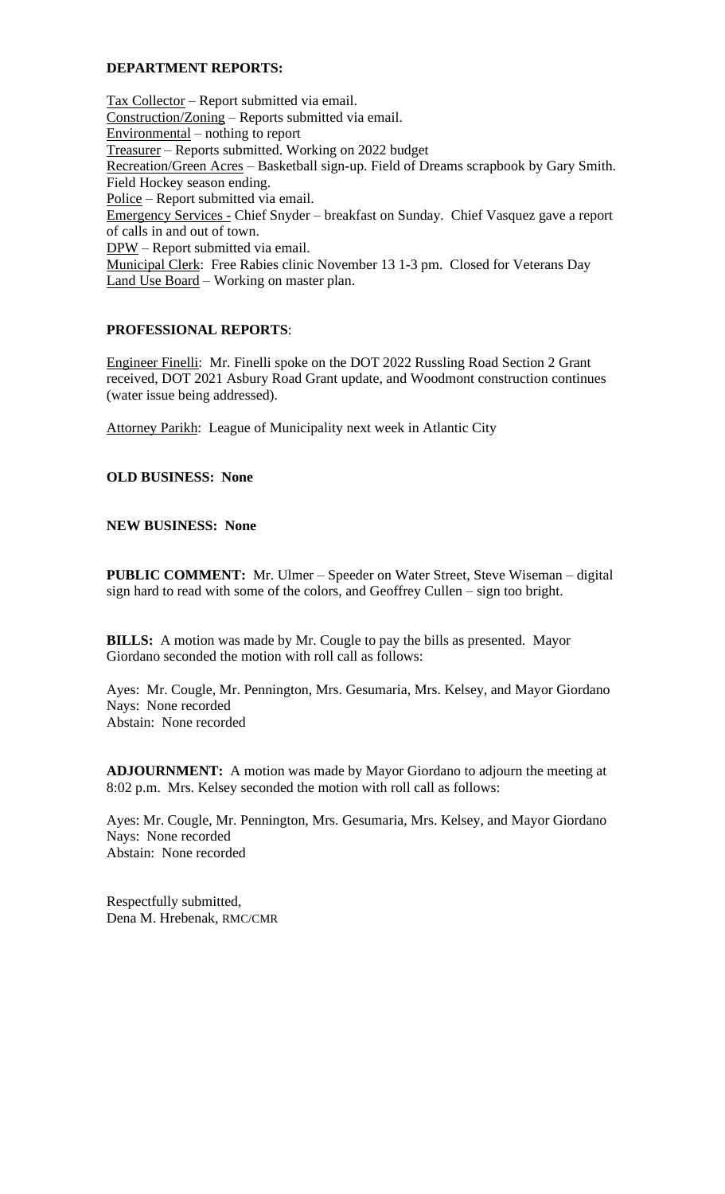**DEPARTMENT REPORTS:**

Tax Collector – Report submitted via email.
Construction/Zoning – Reports submitted via email.
Environmental – nothing to report
Treasurer – Reports submitted. Working on 2022 budget
Recreation/Green Acres – Basketball sign-up. Field of Dreams scrapbook by Gary Smith. Field Hockey season ending.
Police – Report submitted via email.
Emergency Services - Chief Snyder – breakfast on Sunday. Chief Vasquez gave a report of calls in and out of town.
DPW – Report submitted via email.
Municipal Clerk: Free Rabies clinic November 13 1-3 pm. Closed for Veterans Day
Land Use Board – Working on master plan.

**PROFESSIONAL REPORTS**:

Engineer Finelli: Mr. Finelli spoke on the DOT 2022 Russling Road Section 2 Grant received, DOT 2021 Asbury Road Grant update, and Woodmont construction continues (water issue being addressed).

Attorney Parikh: League of Municipality next week in Atlantic City

**OLD BUSINESS: None**

**NEW BUSINESS: None**

**PUBLIC COMMENT:** Mr. Ulmer – Speeder on Water Street, Steve Wiseman – digital sign hard to read with some of the colors, and Geoffrey Cullen – sign too bright.

**BILLS:** A motion was made by Mr. Cougle to pay the bills as presented. Mayor Giordano seconded the motion with roll call as follows:

Ayes: Mr. Cougle, Mr. Pennington, Mrs. Gesumaria, Mrs. Kelsey, and Mayor Giordano
Nays: None recorded
Abstain: None recorded

**ADJOURNMENT:** A motion was made by Mayor Giordano to adjourn the meeting at 8:02 p.m. Mrs. Kelsey seconded the motion with roll call as follows:

Ayes: Mr. Cougle, Mr. Pennington, Mrs. Gesumaria, Mrs. Kelsey, and Mayor Giordano
Nays: None recorded
Abstain: None recorded

Respectfully submitted,
Dena M. Hrebenak, RMC/CMR